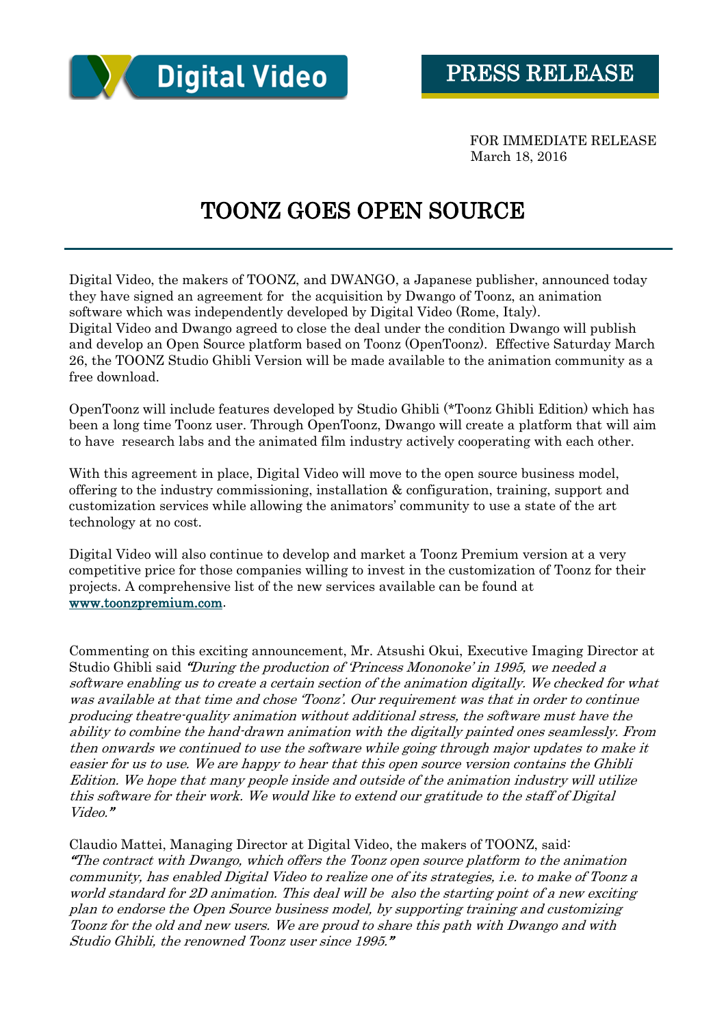Digital Video

PRESS RELEASE

FOR IMMEDIATE RELEASE
March 18, 2016

# TOONZ GOES OPEN SOURCE

Digital Video, the makers of TOONZ, and DWANGO, a Japanese publisher, announced today they have signed an agreement for the acquisition by Dwango of Toonz, an animation software which was independently developed by Digital Video (Rome, Italy).
Digital Video and Dwango agreed to close the deal under the condition Dwango will publish and develop an Open Source platform based on Toonz (OpenToonz). Effective Saturday March 26, the TOONZ Studio Ghibli Version will be made available to the animation community as a free download.

OpenToonz will include features developed by Studio Ghibli (*Toonz Ghibli Edition) which has been a long time Toonz user. Through OpenToonz, Dwango will create a platform that will aim to have research labs and the animated film industry actively cooperating with each other.

With this agreement in place, Digital Video will move to the open source business model, offering to the industry commissioning, installation & configuration, training, support and customization services while allowing the animators' community to use a state of the art technology at no cost.

Digital Video will also continue to develop and market a Toonz Premium version at a very competitive price for those companies willing to invest in the customization of Toonz for their projects. A comprehensive list of the new services available can be found at [www.toonzpremium.com](http://www.toonzpremium.com).

Commenting on this exciting announcement, Mr. Atsushi Okui, Executive Imaging Director at Studio Ghibli said *"During the production of 'Princess Mononoke' in 1995, we needed a software enabling us to create a certain section of the animation digitally. We checked for what was available at that time and chose 'Toonz'. Our requirement was that in order to continue producing theatre-quality animation without additional stress, the software must have the ability to combine the hand-drawn animation with the digitally painted ones seamlessly. From then onwards we continued to use the software while going through major updates to make it easier for us to use. We are happy to hear that this open source version contains the Ghibli Edition. We hope that many people inside and outside of the animation industry will utilize this software for their work. We would like to extend our gratitude to the staff of Digital Video."*

Claudio Mattei, Managing Director at Digital Video, the makers of TOONZ, said:
*"The contract with Dwango, which offers the Toonz open source platform to the animation community, has enabled Digital Video to realize one of its strategies, i.e. to make of Toonz a world standard for 2D animation. This deal will be also the starting point of a new exciting plan to endorse the Open Source business model, by supporting training and customizing Toonz for the old and new users. We are proud to share this path with Dwango and with Studio Ghibli, the renowned Toonz user since 1995."*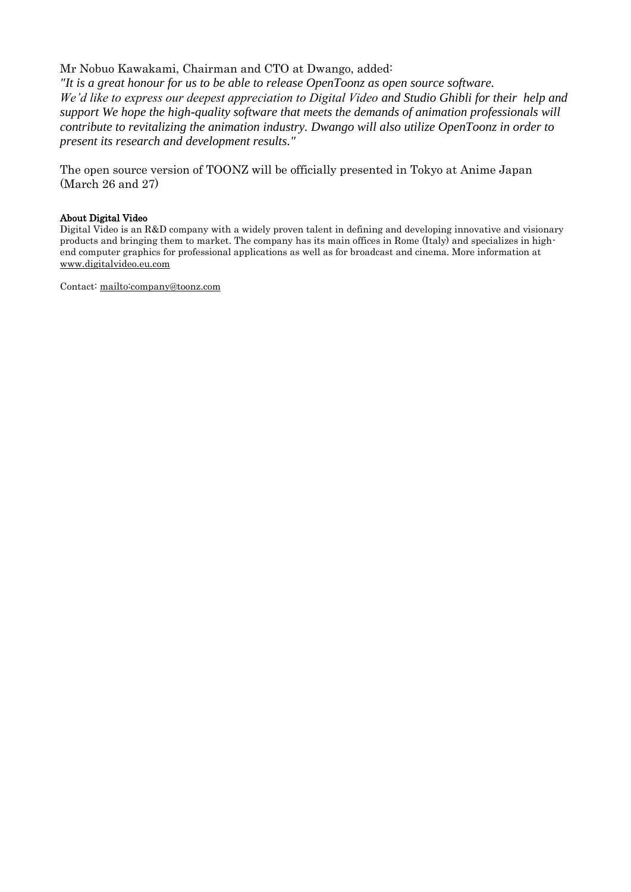Mr Nobuo Kawakami, Chairman and CTO at Dwango, added:
*"It is a great honour for us to be able to release OpenToonz as open source software. We'd like to express our deepest appreciation to Digital Video and Studio Ghibli for their help and support We hope the high-quality software that meets the demands of animation professionals will contribute to revitalizing the animation industry. Dwango will also utilize OpenToonz in order to present its research and development results."*

The open source version of TOONZ will be officially presented in Tokyo at Anime Japan (March 26 and 27)

**About Digital Video**
Digital Video is an R&D company with a widely proven talent in defining and developing innovative and visionary products and bringing them to market. The company has its main offices in Rome (Italy) and specializes in high-end computer graphics for professional applications as well as for broadcast and cinema. More information at www.digitalvideo.eu.com

Contact: mailto:company@toonz.com